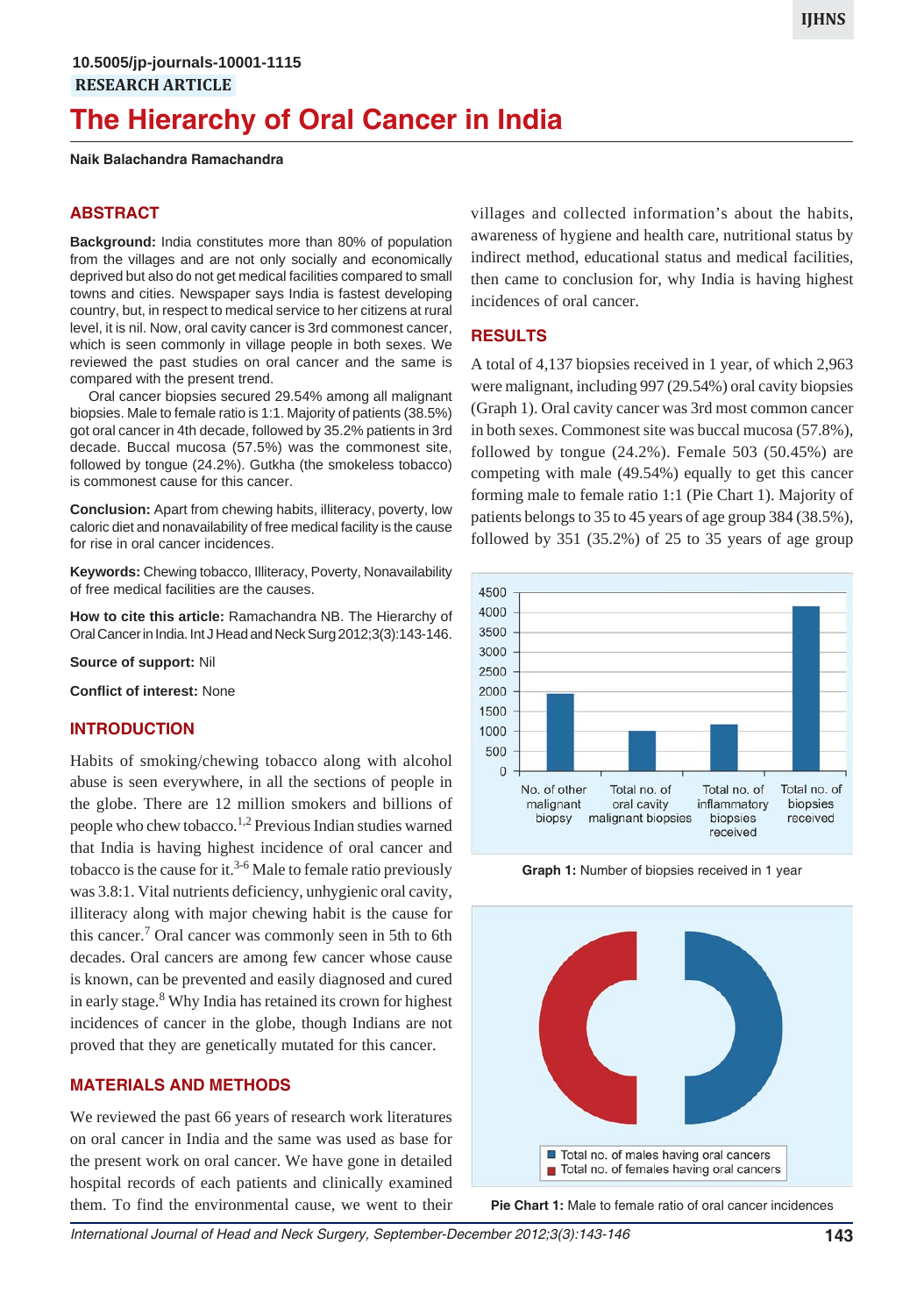10.5005/jp-journals-10001-1115

RESEARCH ARTICLE

# The Hierarchy of Oral Cancer in India

**Naik Balachandra Ramachandra**

## ABSTRACT

**Background:** India constitutes more than 80% of population from the villages and are not only socially and economically deprived but also do not get medical facilities compared to small towns and cities. Newspaper says India is fastest developing country, but, in respect to medical service to her citizens at rural level, it is nil. Now, oral cavity cancer is 3rd commonest cancer, which is seen commonly in village people in both sexes. We reviewed the past studies on oral cancer and the same is compared with the present trend.

Oral cancer biopsies secured 29.54% among all malignant biopsies. Male to female ratio is 1:1. Majority of patients (38.5%) got oral cancer in 4th decade, followed by 35.2% patients in 3rd decade. Buccal mucosa (57.5%) was the commonest site, followed by tongue (24.2%). Gutkha (the smokeless tobacco) is commonest cause for this cancer.

**Conclusion:** Apart from chewing habits, illiteracy, poverty, low caloric diet and nonavailability of free medical facility is the cause for rise in oral cancer incidences.

**Keywords:** Chewing tobacco, Illiteracy, Poverty, Nonavailability of free medical facilities are the causes.

**How to cite this article:** Ramachandra NB. The Hierarchy of Oral Cancer in India. Int J Head and Neck Surg 2012;3(3):143-146.

**Source of support:** Nil

**Conflict of interest:** None

## INTRODUCTION

Habits of smoking/chewing tobacco along with alcohol abuse is seen everywhere, in all the sections of people in the globe. There are 12 million smokers and billions of people who chew tobacco.[1,2] Previous Indian studies warned that India is having highest incidence of oral cancer and tobacco is the cause for it.[3-6] Male to female ratio previously was 3.8:1. Vital nutrients deficiency, unhygienic oral cavity, illiteracy along with major chewing habit is the cause for this cancer.[7] Oral cancer was commonly seen in 5th to 6th decades. Oral cancers are among few cancer whose cause is known, can be prevented and easily diagnosed and cured in early stage.[8] Why India has retained its crown for highest incidences of cancer in the globe, though Indians are not proved that they are genetically mutated for this cancer.

## MATERIALS AND METHODS

We reviewed the past 66 years of research work literatures on oral cancer in India and the same was used as base for the present work on oral cancer. We have gone in detailed hospital records of each patients and clinically examined them. To find the environmental cause, we went to their villages and collected information's about the habits, awareness of hygiene and health care, nutritional status by indirect method, educational status and medical facilities, then came to conclusion for, why India is having highest incidences of oral cancer.

## RESULTS

A total of 4,137 biopsies received in 1 year, of which 2,963 were malignant, including 997 (29.54%) oral cavity biopsies (Graph 1). Oral cavity cancer was 3rd most common cancer in both sexes. Commonest site was buccal mucosa (57.8%), followed by tongue (24.2%). Female 503 (50.45%) are competing with male (49.54%) equally to get this cancer forming male to female ratio 1:1 (Pie Chart 1). Majority of patients belongs to 35 to 45 years of age group 384 (38.5%), followed by 351 (35.2%) of 25 to 35 years of age group

**Graph 1:** Number of biopsies received in 1 year

**Pie Chart 1:** Male to female ratio of oral cancer incidences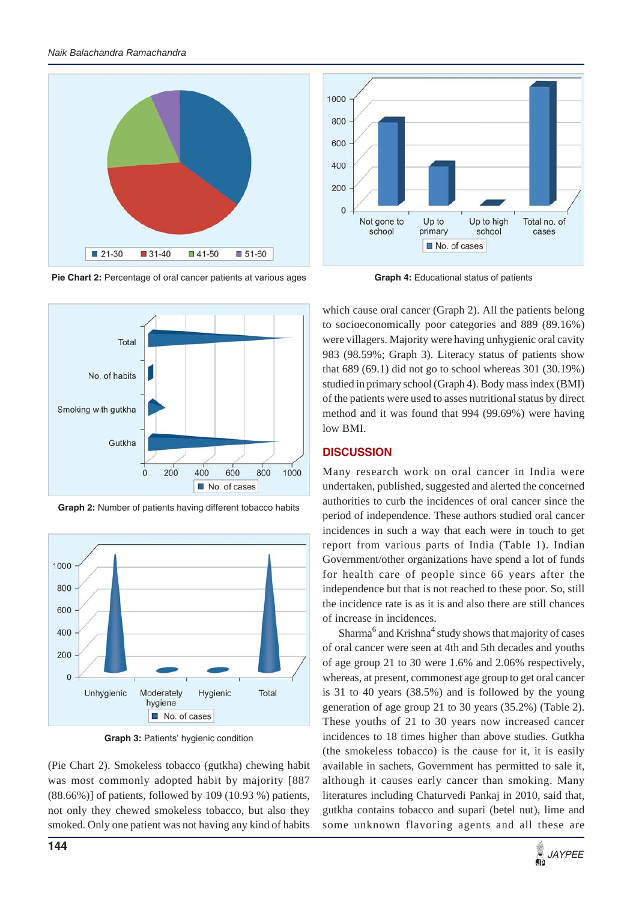Pie Chart 2: Percentage of oral cancer patients at various ages

Graph 4: Educational status of patients

Graph 2: Number of patients having different tobacco habits

Graph 3: Patients' hygienic condition

(Pie Chart 2). Smokeless tobacco (gutkha) chewing habit was most commonly adopted habit by majority [887 (88.66%)] of patients, followed by 109 (10.93 %) patients, not only they chewed smokeless tobacco, but also they smoked. Only one patient was not having any kind of habits which cause oral cancer (Graph 2). All the patients belong to socioeconomically poor categories and 889 (89.16%) were villagers. Majority were having unhygienic oral cavity 983 (98.59%; Graph 3). Literacy status of patients show that 689 (69.1) did not go to school whereas 301 (30.19%) studied in primary school (Graph 4). Body mass index (BMI) of the patients were used to asses nutritional status by direct method and it was found that 994 (99.69%) were having low BMI.

## DISCUSSION

Many research work on oral cancer in India were undertaken, published, suggested and alerted the concerned authorities to curb the incidences of oral cancer since the period of independence. These authors studied oral cancer incidences in such a way that each were in touch to get report from various parts of India (Table 1). Indian Government/other organizations have spend a lot of funds for health care of people since 66 years after the independence but that is not reached to these poor. So, still the incidence rate is as it is and also there are still chances of increase in incidences.

Sharma[6] and Krishna[4] study shows that majority of cases of oral cancer were seen at 4th and 5th decades and youths of age group 21 to 30 were 1.6% and 2.06% respectively, whereas, at present, commonest age group to get oral cancer is 31 to 40 years (38.5%) and is followed by the young generation of age group 21 to 30 years (35.2%) (Table 2). These youths of 21 to 30 years now increased cancer incidences to 18 times higher than above studies. Gutkha (the smokeless tobacco) is the cause for it, it is easily available in sachets, Government has permitted to sale it, although it causes early cancer than smoking. Many literatures including Chaturvedi Pankaj in 2010, said that, gutkha contains tobacco and supari (betel nut), lime and some unknown flavoring agents and all these are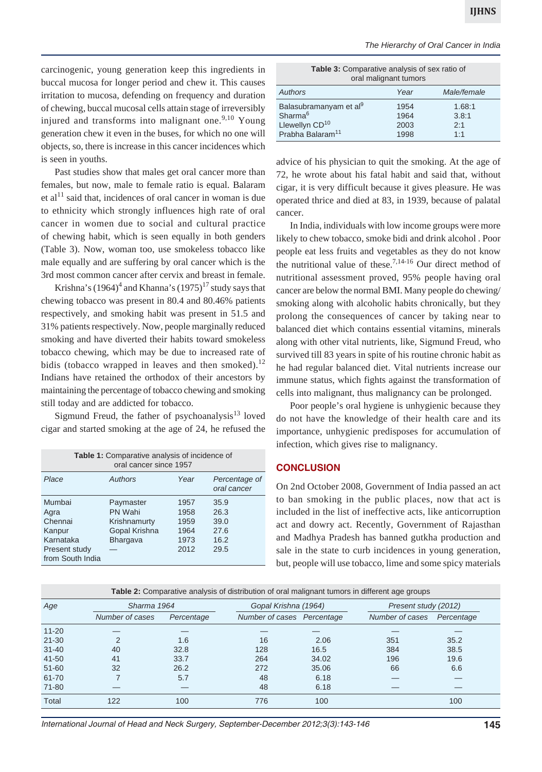carcinogenic, young generation keep this ingredients in buccal mucosa for longer period and chew it. This causes irritation to mucosa, defending on frequency and duration of chewing, buccal mucosal cells attain stage of irreversibly injured and transforms into malignant one.[9,10] Young generation chew it even in the buses, for which no one will objects, so, there is increase in this cancer incidences which is seen in youths.

Past studies show that males get oral cancer more than females, but now, male to female ratio is equal. Balaram et al[11] said that, incidences of oral cancer in woman is due to ethnicity which strongly influences high rate of oral cancer in women due to social and cultural practice of chewing habit, which is seen equally in both genders (Table 3). Now, woman too, use smokeless tobacco like male equally and are suffering by oral cancer which is the 3rd most common cancer after cervix and breast in female.

Krishna's (1964)[4] and Khanna's (1975)[17] study says that chewing tobacco was present in 80.4 and 80.46% patients respectively, and smoking habit was present in 51.5 and 31% patients respectively. Now, people marginally reduced smoking and have diverted their habits toward smokeless tobacco chewing, which may be due to increased rate of bidis (tobacco wrapped in leaves and then smoked).[12] Indians have retained the orthodox of their ancestors by maintaining the percentage of tobacco chewing and smoking still today and are addicted for tobacco.

Sigmund Freud, the father of psychoanalysis[13] loved cigar and started smoking at the age of 24, he refused the advice of his physician to quit the smoking. At the age of 72, he wrote about his fatal habit and said that, without cigar, it is very difficult because it gives pleasure. He was operated thrice and died at 83, in 1939, because of palatal cancer.

**Table 1:** Comparative analysis of incidence of oral cancer since 1957

| Place | Authors | Year | Percentage of oral cancer |
|---|---|---|---|
| Mumbai | Paymaster | 1957 | 35.9 |
| Agra | PN Wahi | 1958 | 26.3 |
| Chennai | Krishnamurty | 1959 | 39.0 |
| Kanpur | Gopal Krishna | 1964 | 27.6 |
| Karnataka | Bhargava | 1973 | 16.2 |
| Present study from South India | — | 2012 | 29.5 |

**Table 3:** Comparative analysis of sex ratio of oral malignant tumors

| Authors | Year | Male/female |
|---|---|---|
| Balasubramanyam et al[9] | 1954 | 1.68:1 |
| Sharma[6] | 1964 | 3.8:1 |
| Llewellyn CD[10] | 2003 | 2:1 |
| Prabha Balaram[11] | 1998 | 1:1 |

In India, individuals with low income groups were more likely to chew tobacco, smoke bidi and drink alcohol . Poor people eat less fruits and vegetables as they do not know the nutritional value of these.[7,14-16] Our direct method of nutritional assessment proved, 95% people having oral cancer are below the normal BMI. Many people do chewing/smoking along with alcoholic habits chronically, but they prolong the consequences of cancer by taking near to balanced diet which contains essential vitamins, minerals along with other vital nutrients, like, Sigmund Freud, who survived till 83 years in spite of his routine chronic habit as he had regular balanced diet. Vital nutrients increase our immune status, which fights against the transformation of cells into malignant, thus malignancy can be prolonged.

Poor people's oral hygiene is unhygienic because they do not have the knowledge of their health care and its importance, unhygienic predisposes for accumulation of infection, which gives rise to malignancy.

## CONCLUSION

On 2nd October 2008, Government of India passed an act to ban smoking in the public places, now that act is included in the list of ineffective acts, like anticorruption act and dowry act. Recently, Government of Rajasthan and Madhya Pradesh has banned gutkha production and sale in the state to curb incidences in young generation, but, people will use tobacco, lime and some spicy materials

**Table 2:** Comparative analysis of distribution of oral malignant tumors in different age groups

| Age | Sharma 1964 | | Gopal Krishna (1964) | | Present study (2012) | |
|---|---|---|---|---|---|---|
| | Number of cases | Percentage | Number of cases | Percentage | Number of cases | Percentage |
| 11-20 | — | — | — | — | — | — |
| 21-30 | 2 | 1.6 | 16 | 2.06 | 351 | 35.2 |
| 31-40 | 40 | 32.8 | 128 | 16.5 | 384 | 38.5 |
| 41-50 | 41 | 33.7 | 264 | 34.02 | 196 | 19.6 |
| 51-60 | 32 | 26.2 | 272 | 35.06 | 66 | 6.6 |
| 61-70 | 7 | 5.7 | 48 | 6.18 | — | — |
| 71-80 | — | — | 48 | 6.18 | — | — |
| Total | 122 | 100 | 776 | 100 | | 100 |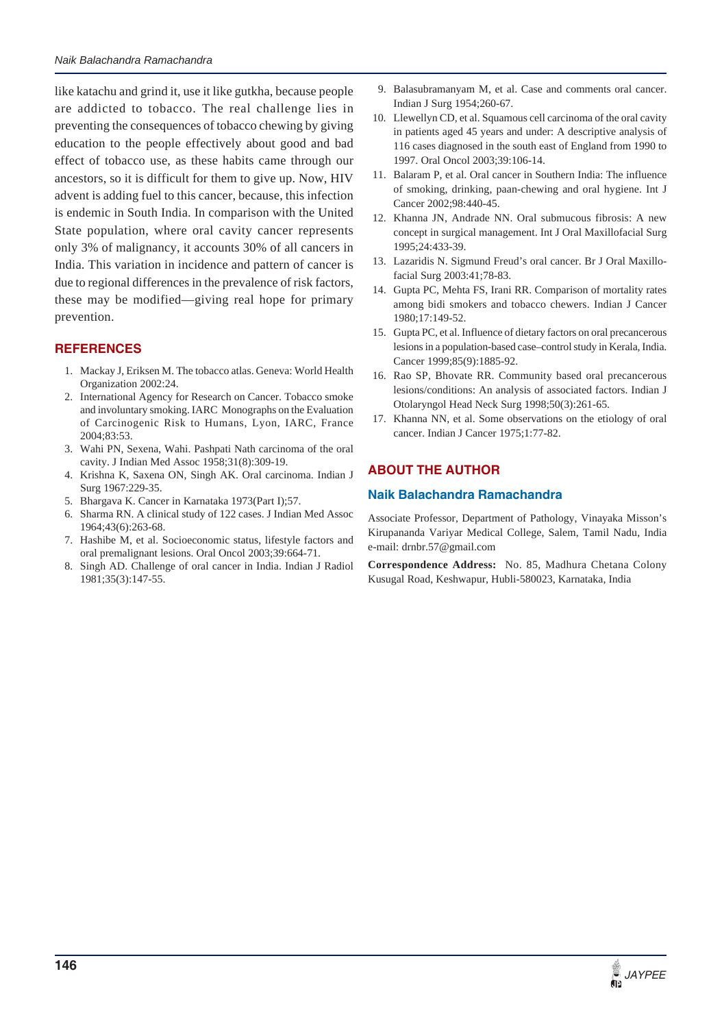like katachu and grind it, use it like gutkha, because people are addicted to tobacco. The real challenge lies in preventing the consequences of tobacco chewing by giving education to the people effectively about good and bad effect of tobacco use, as these habits came through our ancestors, so it is difficult for them to give up. Now, HIV advent is adding fuel to this cancer, because, this infection is endemic in South India. In comparison with the United State population, where oral cavity cancer represents only 3% of malignancy, it accounts 30% of all cancers in India. This variation in incidence and pattern of cancer is due to regional differences in the prevalence of risk factors, these may be modified—giving real hope for primary prevention.

## REFERENCES

1. Mackay J, Eriksen M. The tobacco atlas. Geneva: World Health Organization 2002:24.
2. International Agency for Research on Cancer. Tobacco smoke and involuntary smoking. IARC Monographs on the Evaluation of Carcinogenic Risk to Humans, Lyon, IARC, France 2004;83:53.
3. Wahi PN, Sexena, Wahi. Pashpati Nath carcinoma of the oral cavity. J Indian Med Assoc 1958;31(8):309-19.
4. Krishna K, Saxena ON, Singh AK. Oral carcinoma. Indian J Surg 1967:229-35.
5. Bhargava K. Cancer in Karnataka 1973(Part I);57.
6. Sharma RN. A clinical study of 122 cases. J Indian Med Assoc 1964;43(6):263-68.
7. Hashibe M, et al. Socioeconomic status, lifestyle factors and oral premalignant lesions. Oral Oncol 2003;39:664-71.
8. Singh AD. Challenge of oral cancer in India. Indian J Radiol 1981;35(3):147-55.
9. Balasubramanyam M, et al. Case and comments oral cancer. Indian J Surg 1954;260-67.
10. Llewellyn CD, et al. Squamous cell carcinoma of the oral cavity in patients aged 45 years and under: A descriptive analysis of 116 cases diagnosed in the south east of England from 1990 to 1997. Oral Oncol 2003;39:106-14.
11. Balaram P, et al. Oral cancer in Southern India: The influence of smoking, drinking, paan-chewing and oral hygiene. Int J Cancer 2002;98:440-45.
12. Khanna JN, Andrade NN. Oral submucous fibrosis: A new concept in surgical management. Int J Oral Maxillofacial Surg 1995;24:433-39.
13. Lazaridis N. Sigmund Freud's oral cancer. Br J Oral Maxillofacial Surg 2003:41;78-83.
14. Gupta PC, Mehta FS, Irani RR. Comparison of mortality rates among bidi smokers and tobacco chewers. Indian J Cancer 1980;17:149-52.
15. Gupta PC, et al. Influence of dietary factors on oral precancerous lesions in a population-based case–control study in Kerala, India. Cancer 1999;85(9):1885-92.
16. Rao SP, Bhovate RR. Community based oral precancerous lesions/conditions: An analysis of associated factors. Indian J Otolaryngol Head Neck Surg 1998;50(3):261-65.
17. Khanna NN, et al. Some observations on the etiology of oral cancer. Indian J Cancer 1975;1:77-82.

## ABOUT THE AUTHOR

### Naik Balachandra Ramachandra

Associate Professor, Department of Pathology, Vinayaka Misson's Kirupananda Variyar Medical College, Salem, Tamil Nadu, India
e-mail: drnbr.57@gmail.com

**Correspondence Address:** No. 85, Madhura Chetana Colony Kusugal Road, Keshwapur, Hubli-580023, Karnataka, India